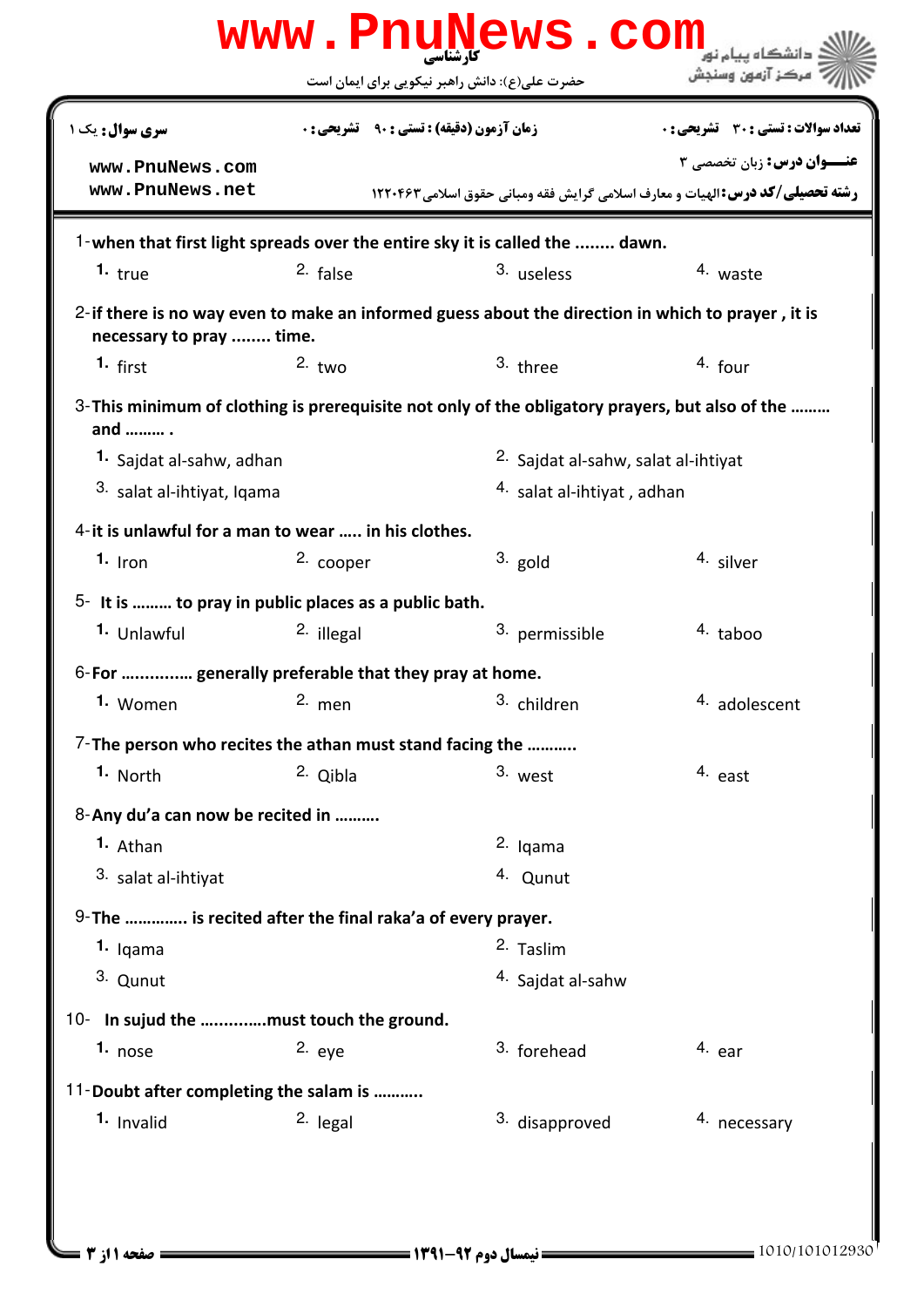کارشناسی

حضرت علی(ع): دانش راهبر نیکویی برای ایمان است

**سری سوال:** یک ۱ | **زمان آزمون (دقیقه) : تستی :** ۹۰ **تشریحی :** ۰ | **تعداد سوالات : تستی :** ۳۰ **تشریحی :** ۰

**عنـــوان درس:** زبان تخصصی ۳

**رشته تحصیلی/کد درس:** الهیات و معارف اسلامی گرایش فقه ومبانی حقوق اسلامی ۱۲۲۰۴۶۳

1-**when that first light spreads over the entire sky it is called the ........ dawn.**

1. true
2. false
3. useless
4. waste

2-**if there is no way even to make an informed guess about the direction in which to prayer , it is necessary to pray ........ time.**

1. first
2. two
3. three
4. four

3-**This minimum of clothing is prerequisite not only of the obligatory prayers, but also of the ......... and ......... .**

1. Sajdat al-sahw, adhan
2. Sajdat al-sahw, salat al-ihtiyat
3. salat al-ihtiyat, Iqama
4. salat al-ihtiyat , adhan

4-**it is unlawful for a man to wear ..... in his clothes.**

1. Iron
2. cooper
3. gold
4. silver

5- **It is ......... to pray in public places as a public bath.**

1. Unlawful
2. illegal
3. permissible
4. taboo

6-**For ............... generally preferable that they pray at home.**

1. Women
2. men
3. children
4. adolescent

7-**The person who recites the athan must stand facing the ...........**

1. North
2. Qibla
3. west
4. east

8-**Any du'a can now be recited in ..........**

1. Athan
2. Iqama
3. salat al-ihtiyat
4. Qunut

9-**The ............. is recited after the final raka'a of every prayer.**

1. Iqama
2. Taslim
3. Qunut
4. Sajdat al-sahw

10- **In sujud the ..............must touch the ground.**

1. nose
2. eye
3. forehead
4. ear

11-**Doubt after completing the salam is ...........**

1. Invalid
2. legal
3. disapproved
4. necessary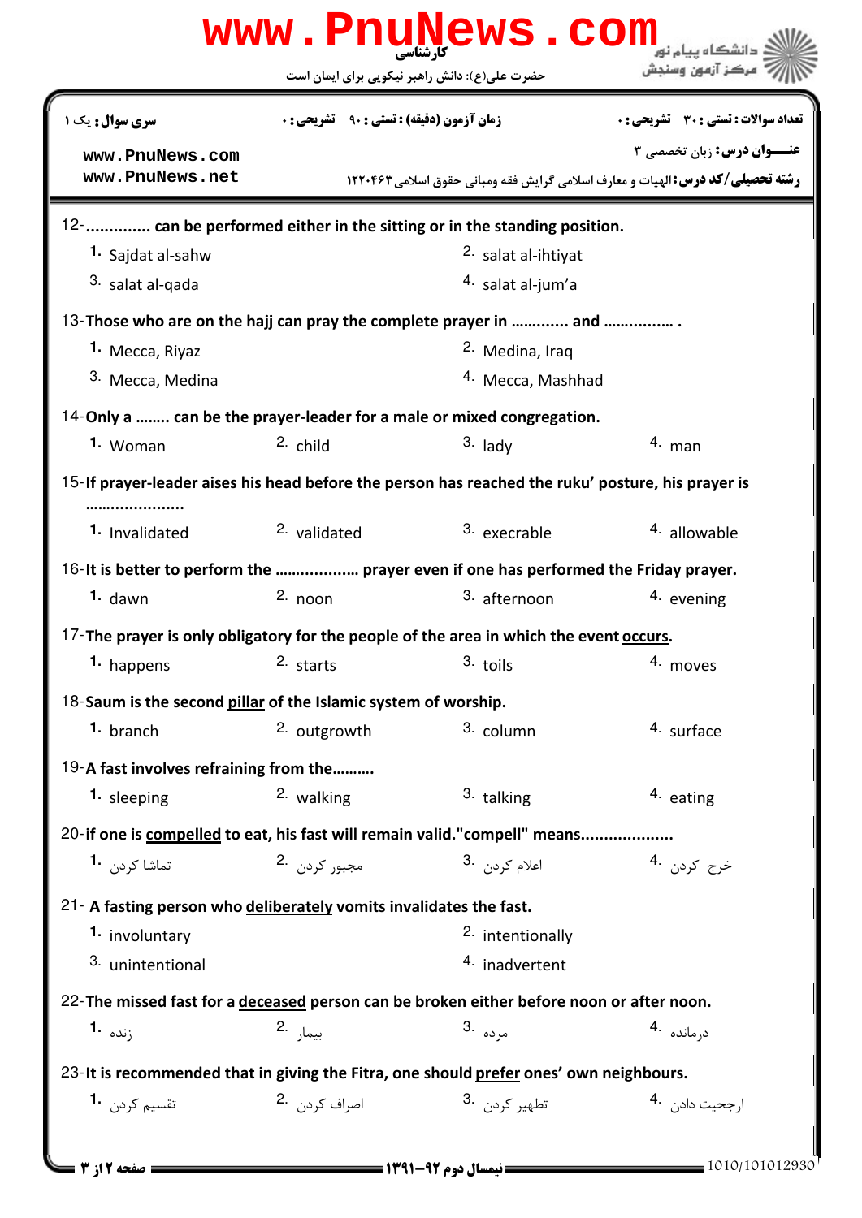کارشناسی

حضرت علی(ع): دانش راهبر نیکویی برای ایمان است

| سری سوال: یک ۱ | زمان آزمون (دقیقه) : تستی : ۹۰ تشریحی : ۰ | تعداد سوالات : تستی : ۳۰ تشریحی : ۰ |
| --- | --- | --- |

**عنـــوان درس:** زبان تخصصی ۳

**رشته تحصیلی/کد درس:** الهیات و معارف اسلامی گرایش فقه ومبانی حقوق اسلامی ۱۲۲۰۴۶۳

12-............. can be performed either in the sitting or in the standing position.

1. Sajdat al-sahw
2. salat al-ihtiyat
3. salat al-qada
4. salat al-jum'a

13-Those who are on the hajj can pray the complete prayer in ............ and ............... .

1. Mecca, Riyaz
2. Medina, Iraq
3. Mecca, Medina
4. Mecca, Mashhad

14-Only a ........ can be the prayer-leader for a male or mixed congregation.

1. Woman
2. child
3. lady
4. man

15-If prayer-leader aises his head before the person has reached the ruku' posture, his prayer is ...................

1. Invalidated
2. validated
3. execrable
4. allowable

16-It is better to perform the .................. prayer even if one has performed the Friday prayer.

1. dawn
2. noon
3. afternoon
4. evening

17-The prayer is only obligatory for the people of the area in which the event <u>occurs</u>.

1. happens
2. starts
3. toils
4. moves

18-Saum is the second <u>pillar</u> of the Islamic system of worship.

1. branch
2. outgrowth
3. column
4. surface

19-A fast involves refraining from the.........

1. sleeping
2. walking
3. talking
4. eating

20-if one is <u>compelled</u> to eat, his fast will remain valid."compell" means...................

1. تماشا کردن
2. مجبور کردن
3. اعلام کردن
4. خرج کردن

21- A fasting person who <u>deliberately</u> vomits invalidates the fast.

1. involuntary
2. intentionally
3. unintentional
4. inadvertent

22-The missed fast for a <u>deceased</u> person can be broken either before noon or after noon.

1. زنده
2. بیمار
3. مرده
4. درمانده

23-It is recommended that in giving the Fitra, one should <u>prefer</u> ones' own neighbours.

1. تقسیم کردن
2. اصراف کردن
3. تطهیر کردن
4. ارجحیت دادن

نیمسال دوم ۹۲-۱۳۹۱

1010/101012930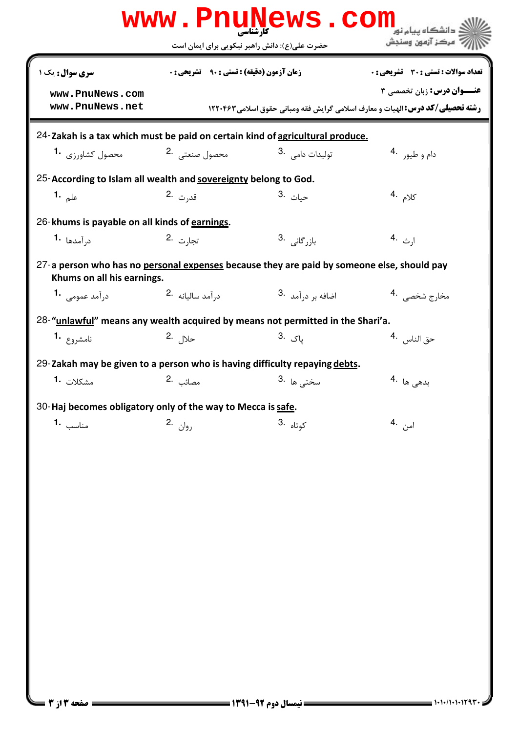24-Zakah is a tax which must be paid on certain kind of <u>agricultural produce.</u>

1. محصول کشاورزی
2. محصول صنعتی
3. تولیدات دامی
4. دام و طیور

25-According to Islam all wealth and <u>sovereignty</u> belong to God.

1. علم
2. قدرت
3. حیات
4. کلام

26-khums is payable on all kinds of <u>earnings</u>.

1. درآمدها
2. تجارت
3. بازرگانی
4. ارث

27-a person who has no <u>personal expenses</u> because they are paid by someone else, should pay Khums on all his earnings.

1. درآمد عمومی
2. درآمد سالیانه
3. اضافه بر درآمد
4. مخارج شخصی

28-"<u>unlawful</u>" means any wealth acquired by means not permitted in the Shari'a.

1. نامشروع
2. حلال
3. پاک
4. حق الناس

29-Zakah may be given to a person who is having difficulty repaying <u>debts</u>.

1. مشکلات
2. مصائب
3. سختی ها
4. بدهی ها

30-Haj becomes obligatory only of the way to Mecca is <u>safe</u>.

1. مناسب
2. روان
3. کوتاه
4. امن